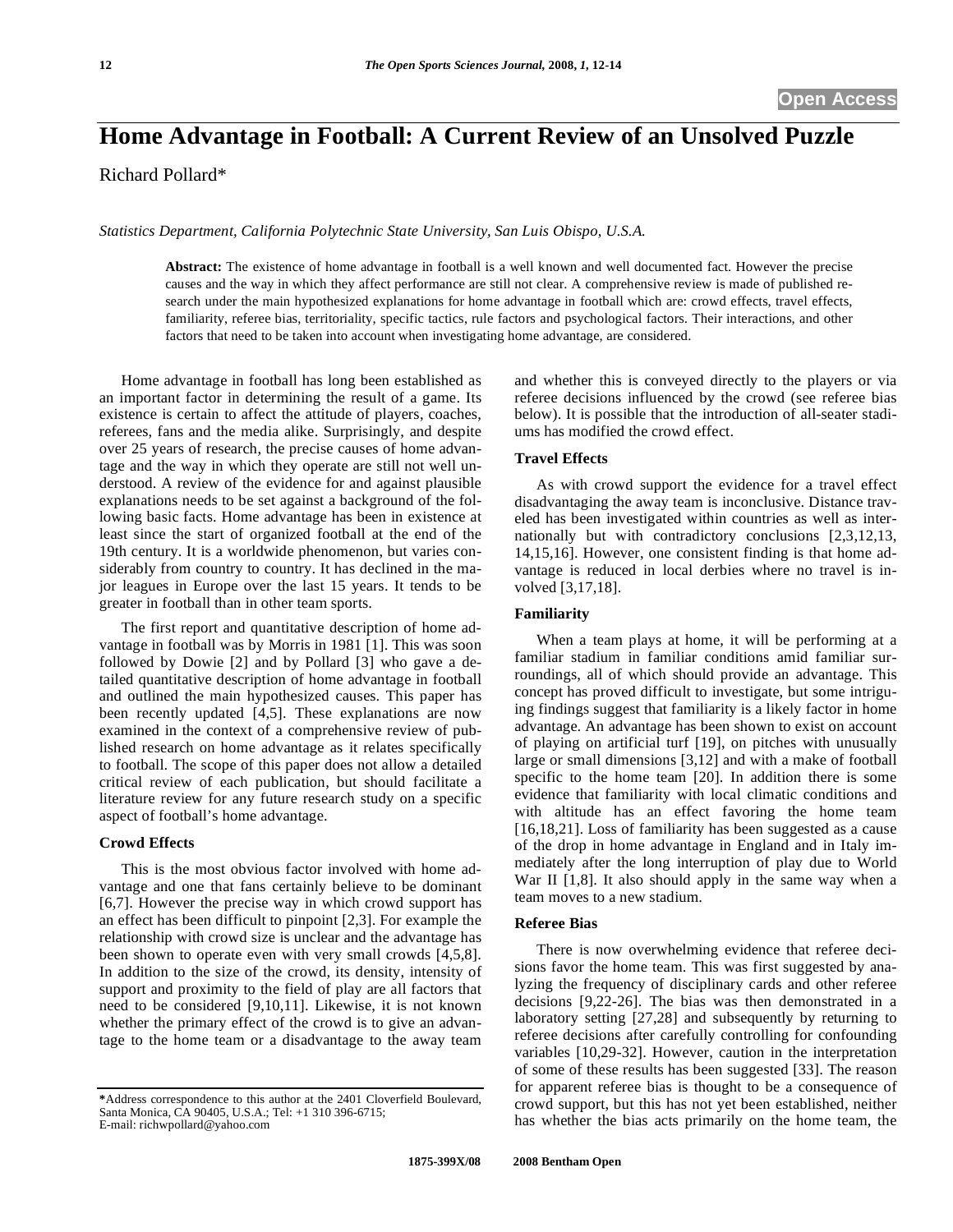# Home Advantage in Football: A Current Review of an Unsolved Puzzle

Richard Pollard*

*Statistics Department, California Polytechnic State University, San Luis Obispo, U.S.A.*

**Abstract:** The existence of home advantage in football is a well known and well documented fact. However the precise causes and the way in which they affect performance are still not clear. A comprehensive review is made of published research under the main hypothesized explanations for home advantage in football which are: crowd effects, travel effects, familiarity, referee bias, territoriality, specific tactics, rule factors and psychological factors. Their interactions, and other factors that need to be taken into account when investigating home advantage, are considered.

Home advantage in football has long been established as an important factor in determining the result of a game. Its existence is certain to affect the attitude of players, coaches, referees, fans and the media alike. Surprisingly, and despite over 25 years of research, the precise causes of home advantage and the way in which they operate are still not well understood. A review of the evidence for and against plausible explanations needs to be set against a background of the following basic facts. Home advantage has been in existence at least since the start of organized football at the end of the 19th century. It is a worldwide phenomenon, but varies considerably from country to country. It has declined in the major leagues in Europe over the last 15 years. It tends to be greater in football than in other team sports.

The first report and quantitative description of home advantage in football was by Morris in 1981 [1]. This was soon followed by Dowie [2] and by Pollard [3] who gave a detailed quantitative description of home advantage in football and outlined the main hypothesized causes. This paper has been recently updated [4,5]. These explanations are now examined in the context of a comprehensive review of published research on home advantage as it relates specifically to football. The scope of this paper does not allow a detailed critical review of each publication, but should facilitate a literature review for any future research study on a specific aspect of football's home advantage.

### Crowd Effects

This is the most obvious factor involved with home advantage and one that fans certainly believe to be dominant [6,7]. However the precise way in which crowd support has an effect has been difficult to pinpoint [2,3]. For example the relationship with crowd size is unclear and the advantage has been shown to operate even with very small crowds [4,5,8]. In addition to the size of the crowd, its density, intensity of support and proximity to the field of play are all factors that need to be considered [9,10,11]. Likewise, it is not known whether the primary effect of the crowd is to give an advantage to the home team or a disadvantage to the away team and whether this is conveyed directly to the players or via referee decisions influenced by the crowd (see referee bias below). It is possible that the introduction of all-seater stadiums has modified the crowd effect.

### Travel Effects

As with crowd support the evidence for a travel effect disadvantaging the away team is inconclusive. Distance traveled has been investigated within countries as well as internationally but with contradictory conclusions [2,3,12,13, 14,15,16]. However, one consistent finding is that home advantage is reduced in local derbies where no travel is involved [3,17,18].

### Familiarity

When a team plays at home, it will be performing at a familiar stadium in familiar conditions amid familiar surroundings, all of which should provide an advantage. This concept has proved difficult to investigate, but some intriguing findings suggest that familiarity is a likely factor in home advantage. An advantage has been shown to exist on account of playing on artificial turf [19], on pitches with unusually large or small dimensions [3,12] and with a make of football specific to the home team [20]. In addition there is some evidence that familiarity with local climatic conditions and with altitude has an effect favoring the home team [16,18,21]. Loss of familiarity has been suggested as a cause of the drop in home advantage in England and in Italy immediately after the long interruption of play due to World War II [1,8]. It also should apply in the same way when a team moves to a new stadium.

### Referee Bias

There is now overwhelming evidence that referee decisions favor the home team. This was first suggested by analyzing the frequency of disciplinary cards and other referee decisions [9,22-26]. The bias was then demonstrated in a laboratory setting [27,28] and subsequently by returning to referee decisions after carefully controlling for confounding variables [10,29-32]. However, caution in the interpretation of some of these results has been suggested [33]. The reason for apparent referee bias is thought to be a consequence of crowd support, but this has not yet been established, neither has whether the bias acts primarily on the home team, the

*Address correspondence to this author at the 2401 Cloverfield Boulevard, Santa Monica, CA 90405, U.S.A.; Tel: +1 310 396-6715; E-mail: richwpollard@yahoo.com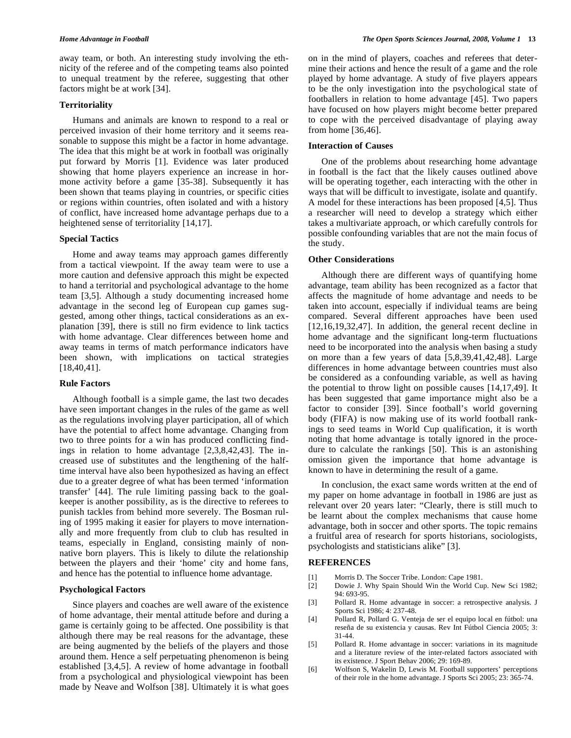away team, or both. An interesting study involving the ethnicity of the referee and of the competing teams also pointed to unequal treatment by the referee, suggesting that other factors might be at work [34].

### Territoriality

Humans and animals are known to respond to a real or perceived invasion of their home territory and it seems reasonable to suppose this might be a factor in home advantage. The idea that this might be at work in football was originally put forward by Morris [1]. Evidence was later produced showing that home players experience an increase in hormone activity before a game [35-38]. Subsequently it has been shown that teams playing in countries, or specific cities or regions within countries, often isolated and with a history of conflict, have increased home advantage perhaps due to a heightened sense of territoriality [14,17].

### Special Tactics

Home and away teams may approach games differently from a tactical viewpoint. If the away team were to use a more caution and defensive approach this might be expected to hand a territorial and psychological advantage to the home team [3,5]. Although a study documenting increased home advantage in the second leg of European cup games suggested, among other things, tactical considerations as an explanation [39], there is still no firm evidence to link tactics with home advantage. Clear differences between home and away teams in terms of match performance indicators have been shown, with implications on tactical strategies [18,40,41].

### Rule Factors

Although football is a simple game, the last two decades have seen important changes in the rules of the game as well as the regulations involving player participation, all of which have the potential to affect home advantage. Changing from two to three points for a win has produced conflicting findings in relation to home advantage [2,3,8,42,43]. The increased use of substitutes and the lengthening of the half-time interval have also been hypothesized as having an effect due to a greater degree of what has been termed 'information transfer' [44]. The rule limiting passing back to the goalkeeper is another possibility, as is the directive to referees to punish tackles from behind more severely. The Bosman ruling of 1995 making it easier for players to move internationally and more frequently from club to club has resulted in teams, especially in England, consisting mainly of non-native born players. This is likely to dilute the relationship between the players and their 'home' city and home fans, and hence has the potential to influence home advantage.

### Psychological Factors

Since players and coaches are well aware of the existence of home advantage, their mental attitude before and during a game is certainly going to be affected. One possibility is that although there may be real reasons for the advantage, these are being augmented by the beliefs of the players and those around them. Hence a self perpetuating phenomenon is being established [3,4,5]. A review of home advantage in football from a psychological and physiological viewpoint has been made by Neave and Wolfson [38]. Ultimately it is what goes on in the mind of players, coaches and referees that determine their actions and hence the result of a game and the role played by home advantage. A study of five players appears to be the only investigation into the psychological state of footballers in relation to home advantage [45]. Two papers have focused on how players might become better prepared to cope with the perceived disadvantage of playing away from home [36,46].

### Interaction of Causes

One of the problems about researching home advantage in football is the fact that the likely causes outlined above will be operating together, each interacting with the other in ways that will be difficult to investigate, isolate and quantify. A model for these interactions has been proposed [4,5]. Thus a researcher will need to develop a strategy which either takes a multivariate approach, or which carefully controls for possible confounding variables that are not the main focus of the study.

### Other Considerations

Although there are different ways of quantifying home advantage, team ability has been recognized as a factor that affects the magnitude of home advantage and needs to be taken into account, especially if individual teams are being compared. Several different approaches have been used [12,16,19,32,47]. In addition, the general recent decline in home advantage and the significant long-term fluctuations need to be incorporated into the analysis when basing a study on more than a few years of data [5,8,39,41,42,48]. Large differences in home advantage between countries must also be considered as a confounding variable, as well as having the potential to throw light on possible causes [14,17,49]. It has been suggested that game importance might also be a factor to consider [39]. Since football's world governing body (FIFA) is now making use of its world football rankings to seed teams in World Cup qualification, it is worth noting that home advantage is totally ignored in the procedure to calculate the rankings [50]. This is an astonishing omission given the importance that home advantage is known to have in determining the result of a game.

In conclusion, the exact same words written at the end of my paper on home advantage in football in 1986 are just as relevant over 20 years later: "Clearly, there is still much to be learnt about the complex mechanisms that cause home advantage, both in soccer and other sports. The topic remains a fruitful area of research for sports historians, sociologists, psychologists and statisticians alike" [3].

## REFERENCES

[1] Morris D. The Soccer Tribe. London: Cape 1981.

[2] Dowie J. Why Spain Should Win the World Cup. New Sci 1982; 94: 693-95.

[3] Pollard R. Home advantage in soccer: a retrospective analysis. J Sports Sci 1986; 4: 237-48.

[4] Pollard R, Pollard G. Venteja de ser el equipo local en fútbol: una reseña de su existencia y causas. Rev Int Fútbol Ciencia 2005; 3: 31-44.

[5] Pollard R. Home advantage in soccer: variations in its magnitude and a literature review of the inter-related factors associated with its existence. J Sport Behav 2006; 29: 169-89.

[6] Wolfson S, Wakelin D, Lewis M. Football supporters' perceptions of their role in the home advantage. J Sports Sci 2005; 23: 365-74.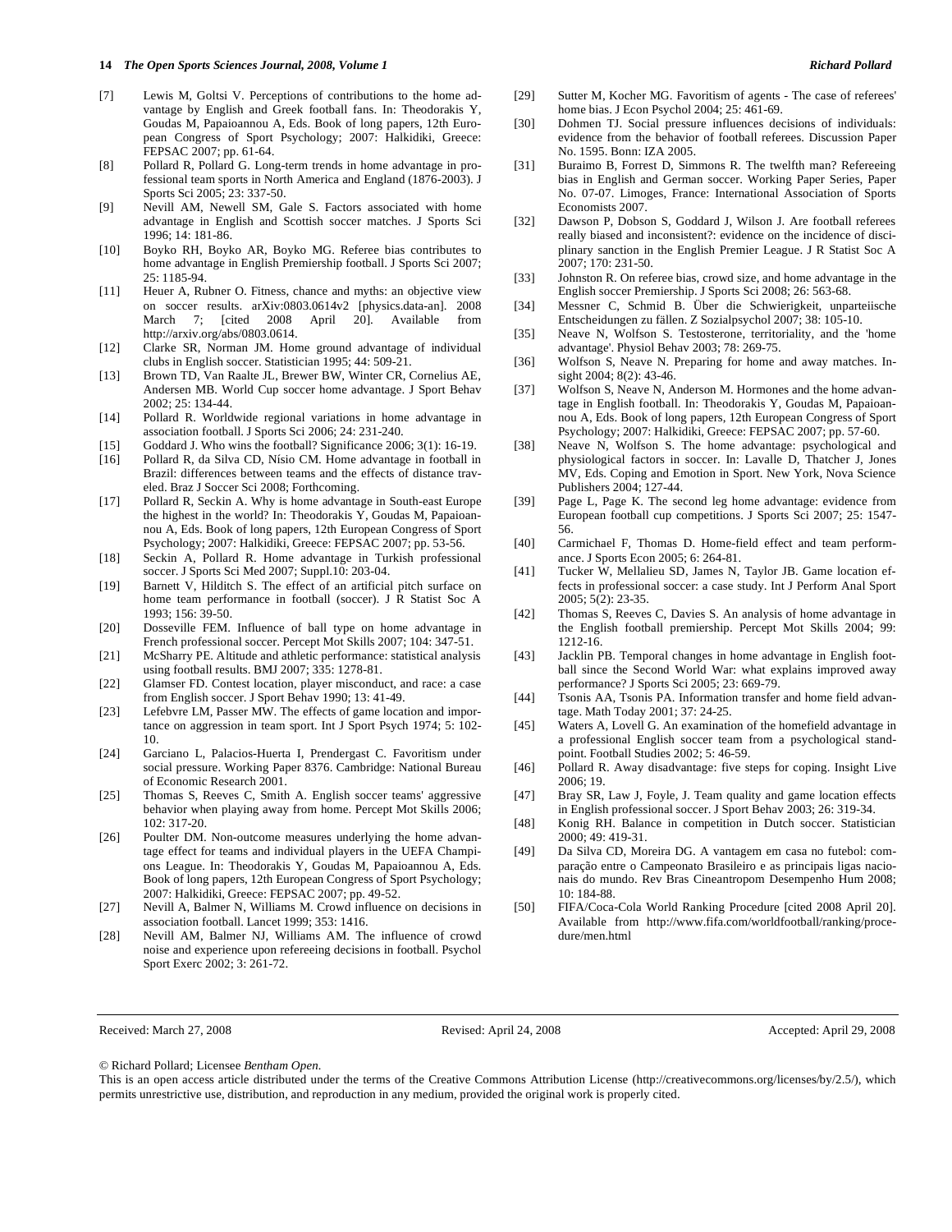[7] Lewis M, Goltsi V. Perceptions of contributions to the home advantage by English and Greek football fans. In: Theodorakis Y, Goudas M, Papaioannou A, Eds. Book of long papers, 12th European Congress of Sport Psychology; 2007: Halkidiki, Greece: FEPSAC 2007; pp. 61-64.

[8] Pollard R, Pollard G. Long-term trends in home advantage in professional team sports in North America and England (1876-2003). J Sports Sci 2005; 23: 337-50.

[9] Nevill AM, Newell SM, Gale S. Factors associated with home advantage in English and Scottish soccer matches. J Sports Sci 1996; 14: 181-86.

[10] Boyko RH, Boyko AR, Boyko MG. Referee bias contributes to home advantage in English Premiership football. J Sports Sci 2007; 25: 1185-94.

[11] Heuer A, Rubner O. Fitness, chance and myths: an objective view on soccer results. arXiv:0803.0614v2 [physics.data-an]. 2008 March 7; [cited 2008 April 20]. Available from http://arxiv.org/abs/0803.0614.

[12] Clarke SR, Norman JM. Home ground advantage of individual clubs in English soccer. Statistician 1995; 44: 509-21.

[13] Brown TD, Van Raalte JL, Brewer BW, Winter CR, Cornelius AE, Andersen MB. World Cup soccer home advantage. J Sport Behav 2002; 25: 134-44.

[14] Pollard R. Worldwide regional variations in home advantage in association football. J Sports Sci 2006; 24: 231-240.

[15] Goddard J. Who wins the football? Significance 2006; 3(1): 16-19.

[16] Pollard R, da Silva CD, Nísio CM. Home advantage in football in Brazil: differences between teams and the effects of distance traveled. Braz J Soccer Sci 2008; Forthcoming.

[17] Pollard R, Seckin A. Why is home advantage in South-east Europe the highest in the world? In: Theodorakis Y, Goudas M, Papaioannou A, Eds. Book of long papers, 12th European Congress of Sport Psychology; 2007: Halkidiki, Greece: FEPSAC 2007; pp. 53-56.

[18] Seckin A, Pollard R. Home advantage in Turkish professional soccer. J Sports Sci Med 2007; Suppl.10: 203-04.

[19] Barnett V, Hilditch S. The effect of an artificial pitch surface on home team performance in football (soccer). J R Statist Soc A 1993; 156: 39-50.

[20] Dosseville FEM. Influence of ball type on home advantage in French professional soccer. Percept Mot Skills 2007; 104: 347-51.

[21] McSharry PE. Altitude and athletic performance: statistical analysis using football results. BMJ 2007; 335: 1278-81.

[22] Glamser FD. Contest location, player misconduct, and race: a case from English soccer. J Sport Behav 1990; 13: 41-49.

[23] Lefebvre LM, Passer MW. The effects of game location and importance on aggression in team sport. Int J Sport Psych 1974; 5: 102-10.

[24] Garciano L, Palacios-Huerta I, Prendergast C. Favoritism under social pressure. Working Paper 8376. Cambridge: National Bureau of Economic Research 2001.

[25] Thomas S, Reeves C, Smith A. English soccer teams' aggressive behavior when playing away from home. Percept Mot Skills 2006; 102: 317-20.

[26] Poulter DM. Non-outcome measures underlying the home advantage effect for teams and individual players in the UEFA Champions League. In: Theodorakis Y, Goudas M, Papaioannou A, Eds. Book of long papers, 12th European Congress of Sport Psychology; 2007: Halkidiki, Greece: FEPSAC 2007; pp. 49-52.

[27] Nevill A, Balmer N, Williams M. Crowd influence on decisions in association football. Lancet 1999; 353: 1416.

[28] Nevill AM, Balmer NJ, Williams AM. The influence of crowd noise and experience upon refereeing decisions in football. Psychol Sport Exerc 2002; 3: 261-72.

[29] Sutter M, Kocher MG. Favoritism of agents - The case of referees' home bias. J Econ Psychol 2004; 25: 461-69.

[30] Dohmen TJ. Social pressure influences decisions of individuals: evidence from the behavior of football referees. Discussion Paper No. 1595. Bonn: IZA 2005.

[31] Buraimo B, Forrest D, Simmons R. The twelfth man? Refereeing bias in English and German soccer. Working Paper Series, Paper No. 07-07. Limoges, France: International Association of Sports Economists 2007.

[32] Dawson P, Dobson S, Goddard J, Wilson J. Are football referees really biased and inconsistent?: evidence on the incidence of disciplinary sanction in the English Premier League. J R Statist Soc A 2007; 170: 231-50.

[33] Johnston R. On referee bias, crowd size, and home advantage in the English soccer Premiership. J Sports Sci 2008; 26: 563-68.

[34] Messner C, Schmid B. Über die Schwierigkeit, unparteiische Entscheidungen zu fällen. Z Sozialpsychol 2007; 38: 105-10.

[35] Neave N, Wolfson S. Testosterone, territoriality, and the 'home advantage'. Physiol Behav 2003; 78: 269-75.

[36] Wolfson S, Neave N. Preparing for home and away matches. Insight 2004; 8(2): 43-46.

[37] Wolfson S, Neave N, Anderson M. Hormones and the home advantage in English football. In: Theodorakis Y, Goudas M, Papaioannou A, Eds. Book of long papers, 12th European Congress of Sport Psychology; 2007: Halkidiki, Greece: FEPSAC 2007; pp. 57-60.

[38] Neave N, Wolfson S. The home advantage: psychological and physiological factors in soccer. In: Lavalle D, Thatcher J, Jones MV, Eds. Coping and Emotion in Sport. New York, Nova Science Publishers 2004; 127-44.

[39] Page L, Page K. The second leg home advantage: evidence from European football cup competitions. J Sports Sci 2007; 25: 1547-56.

[40] Carmichael F, Thomas D. Home-field effect and team performance. J Sports Econ 2005; 6: 264-81.

[41] Tucker W, Mellalieu SD, James N, Taylor JB. Game location effects in professional soccer: a case study. Int J Perform Anal Sport 2005; 5(2): 23-35.

[42] Thomas S, Reeves C, Davies S. An analysis of home advantage in the English football premiership. Percept Mot Skills 2004; 99: 1212-16.

[43] Jacklin PB. Temporal changes in home advantage in English football since the Second World War: what explains improved away performance? J Sports Sci 2005; 23: 669-79.

[44] Tsonis AA, Tsonis PA. Information transfer and home field advantage. Math Today 2001; 37: 24-25.

[45] Waters A, Lovell G. An examination of the homefield advantage in a professional English soccer team from a psychological standpoint. Football Studies 2002; 5: 46-59.

[46] Pollard R. Away disadvantage: five steps for coping. Insight Live 2006; 19.

[47] Bray SR, Law J, Foyle, J. Team quality and game location effects in English professional soccer. J Sport Behav 2003; 26: 319-34.

[48] Konig RH. Balance in competition in Dutch soccer. Statistician 2000; 49: 419-31.

[49] Da Silva CD, Moreira DG. A vantagem em casa no futebol: comparação entre o Campeonato Brasileiro e as principais ligas nacionais do mundo. Rev Bras Cineantropom Desempenho Hum 2008; 10: 184-88.

[50] FIFA/Coca-Cola World Ranking Procedure [cited 2008 April 20]. Available from http://www.fifa.com/worldfootball/ranking/procedure/men.html

Received: March 27, 2008 Revised: April 24, 2008 Accepted: April 29, 2008

© Richard Pollard; Licensee *Bentham Open*.

This is an open access article distributed under the terms of the Creative Commons Attribution License (http://creativecommons.org/licenses/by/2.5/), which permits unrestrictive use, distribution, and reproduction in any medium, provided the original work is properly cited.